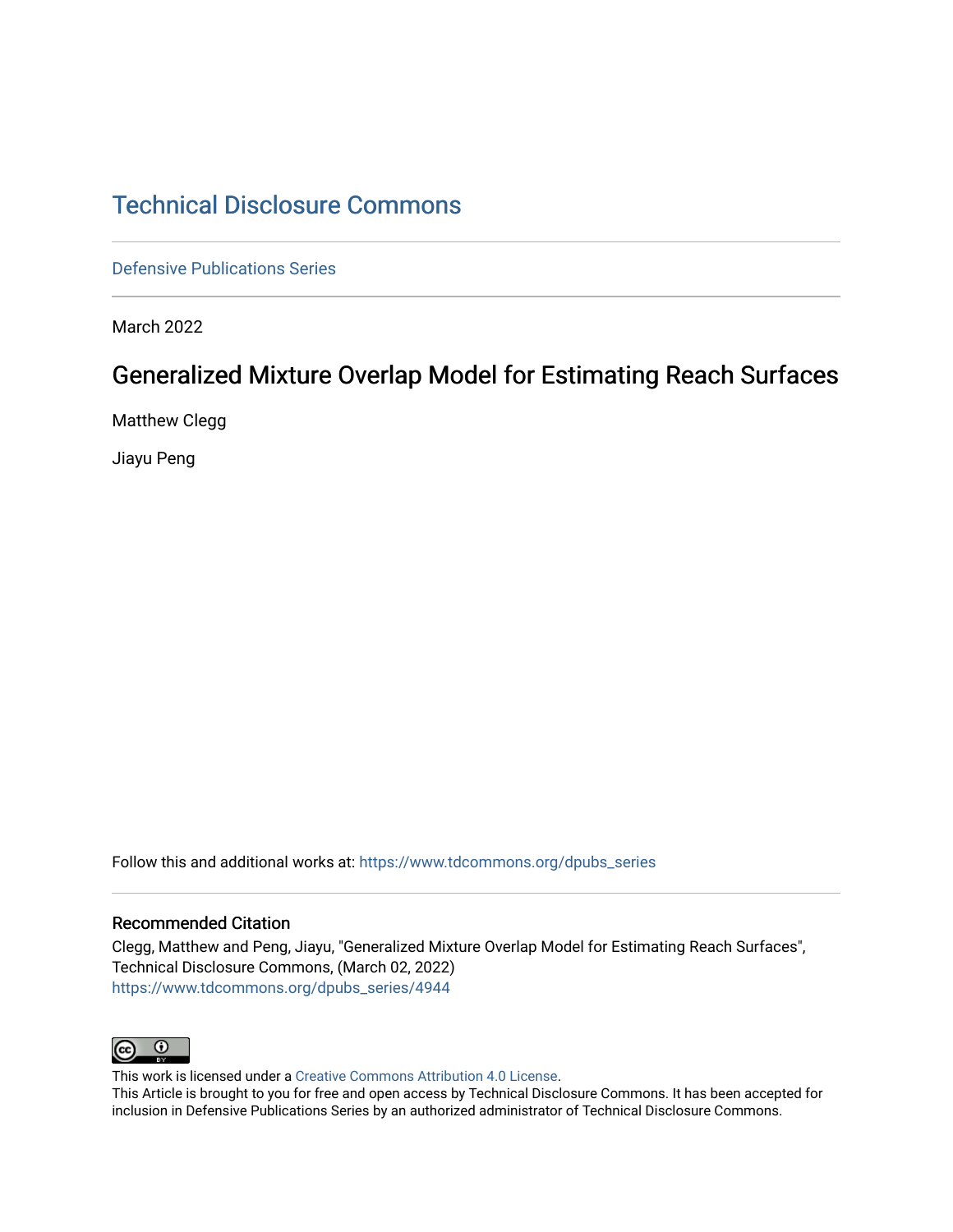# Technical Disclosure Commons

Defensive Publications Series

March 2022

## Generalized Mixture Overlap Model for Estimating Reach Surfaces

Matthew Clegg

Jiayu Peng

Follow this and additional works at: https://www.tdcommons.org/dpubs_series

### Recommended Citation

Clegg, Matthew and Peng, Jiayu, "Generalized Mixture Overlap Model for Estimating Reach Surfaces", Technical Disclosure Commons, (March 02, 2022)
https://www.tdcommons.org/dpubs_series/4944

This work is licensed under a Creative Commons Attribution 4.0 License.
This Article is brought to you for free and open access by Technical Disclosure Commons. It has been accepted for inclusion in Defensive Publications Series by an authorized administrator of Technical Disclosure Commons.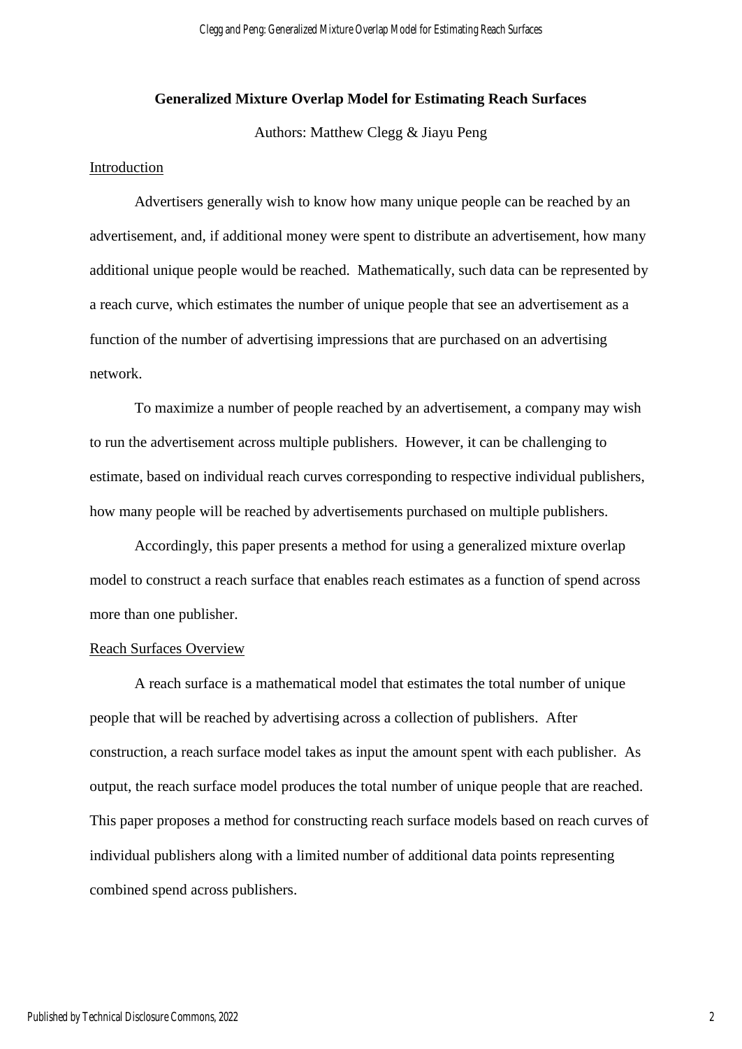# Generalized Mixture Overlap Model for Estimating Reach Surfaces

Authors: Matthew Clegg & Jiayu Peng

## Introduction

Advertisers generally wish to know how many unique people can be reached by an advertisement, and, if additional money were spent to distribute an advertisement, how many additional unique people would be reached. Mathematically, such data can be represented by a reach curve, which estimates the number of unique people that see an advertisement as a function of the number of advertising impressions that are purchased on an advertising network.

To maximize a number of people reached by an advertisement, a company may wish to run the advertisement across multiple publishers. However, it can be challenging to estimate, based on individual reach curves corresponding to respective individual publishers, how many people will be reached by advertisements purchased on multiple publishers.

Accordingly, this paper presents a method for using a generalized mixture overlap model to construct a reach surface that enables reach estimates as a function of spend across more than one publisher.

## Reach Surfaces Overview

A reach surface is a mathematical model that estimates the total number of unique people that will be reached by advertising across a collection of publishers. After construction, a reach surface model takes as input the amount spent with each publisher. As output, the reach surface model produces the total number of unique people that are reached. This paper proposes a method for constructing reach surface models based on reach curves of individual publishers along with a limited number of additional data points representing combined spend across publishers.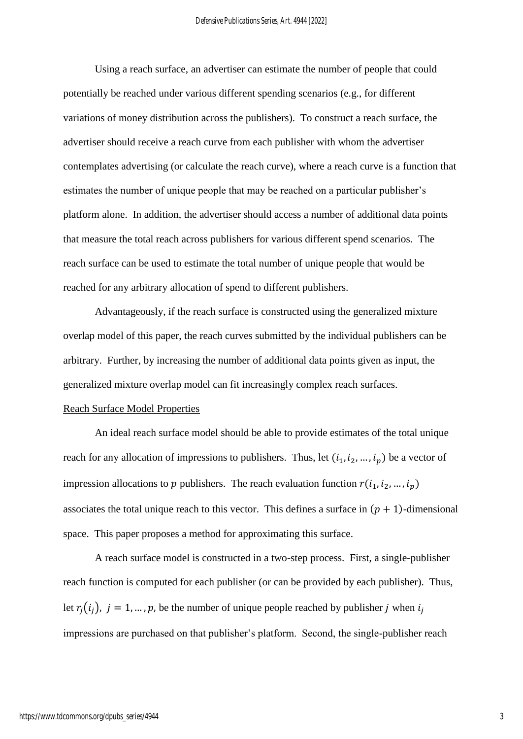Using a reach surface, an advertiser can estimate the number of people that could potentially be reached under various different spending scenarios (e.g., for different variations of money distribution across the publishers). To construct a reach surface, the advertiser should receive a reach curve from each publisher with whom the advertiser contemplates advertising (or calculate the reach curve), where a reach curve is a function that estimates the number of unique people that may be reached on a particular publisher's platform alone. In addition, the advertiser should access a number of additional data points that measure the total reach across publishers for various different spend scenarios. The reach surface can be used to estimate the total number of unique people that would be reached for any arbitrary allocation of spend to different publishers.

Advantageously, if the reach surface is constructed using the generalized mixture overlap model of this paper, the reach curves submitted by the individual publishers can be arbitrary. Further, by increasing the number of additional data points given as input, the generalized mixture overlap model can fit increasingly complex reach surfaces.

Reach Surface Model Properties

An ideal reach surface model should be able to provide estimates of the total unique reach for any allocation of impressions to publishers. Thus, let $(i_1, i_2, \dots, i_p)$ be a vector of impression allocations to $p$ publishers. The reach evaluation function $r(i_1, i_2, \dots, i_p)$ associates the total unique reach to this vector. This defines a surface in $(p + 1)$-dimensional space. This paper proposes a method for approximating this surface.

A reach surface model is constructed in a two-step process. First, a single-publisher reach function is computed for each publisher (or can be provided by each publisher). Thus, let $r_j(i_j)$, $j = 1, \dots, p$, be the number of unique people reached by publisher $j$ when $i_j$ impressions are purchased on that publisher's platform. Second, the single-publisher reach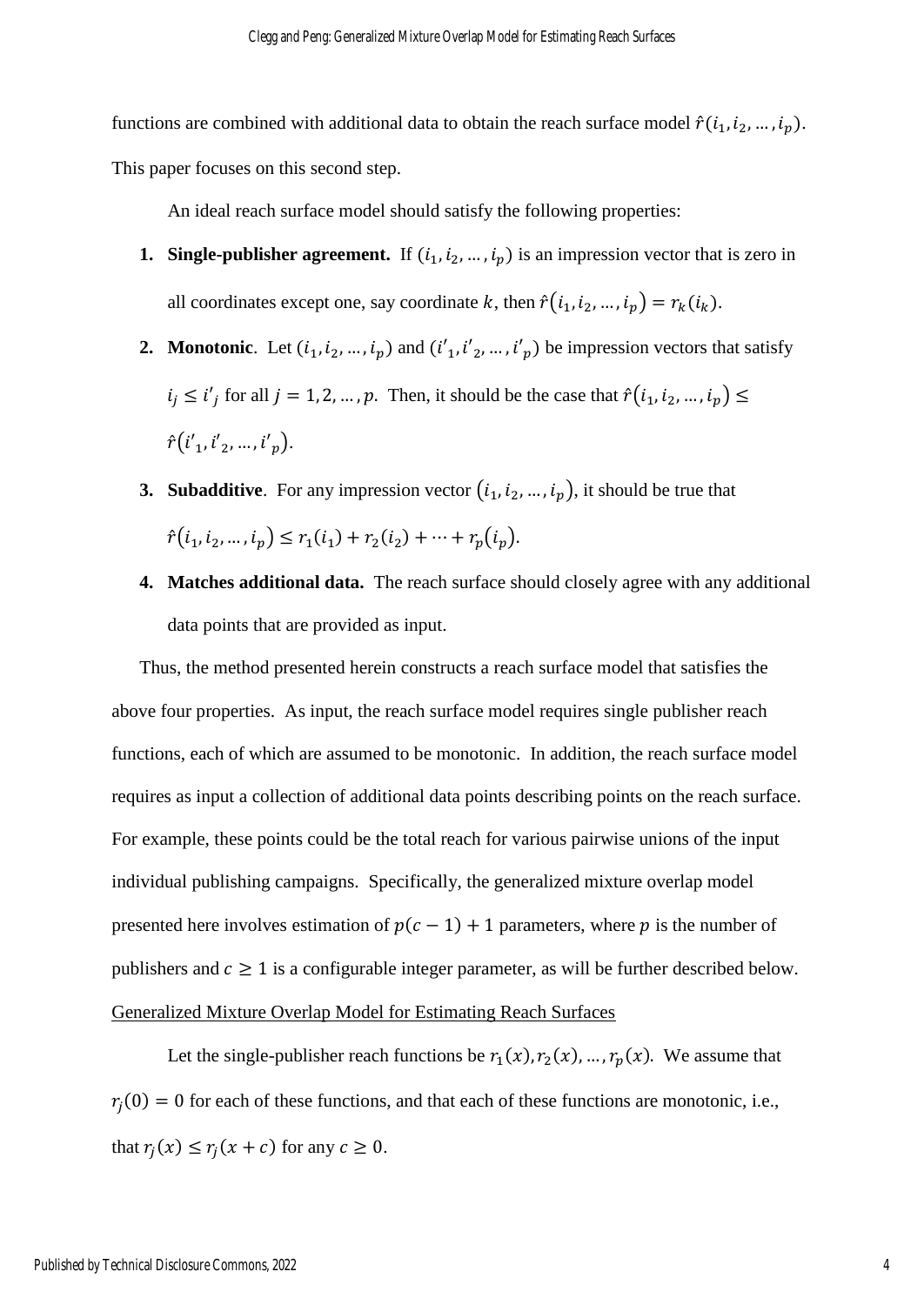functions are combined with additional data to obtain the reach surface model $\hat{r}(i_1, i_2, \ldots, i_p)$. This paper focuses on this second step.

An ideal reach surface model should satisfy the following properties:

1. **Single-publisher agreement.** If $(i_1, i_2, \ldots, i_p)$ is an impression vector that is zero in all coordinates except one, say coordinate $k$, then $\hat{r}(i_1, i_2, \ldots, i_p) = r_k(i_k)$.
2. **Monotonic**. Let $(i_1, i_2, \ldots, i_p)$ and $(i'_1, i'_2, \ldots, i'_p)$ be impression vectors that satisfy $i_j \leq i'_j$ for all $j = 1, 2, \ldots, p$. Then, it should be the case that $\hat{r}(i_1, i_2, \ldots, i_p) \leq \hat{r}(i'_1, i'_2, \ldots, i'_p)$.
3. **Subadditive**. For any impression vector $(i_1, i_2, \ldots, i_p)$, it should be true that $\hat{r}(i_1, i_2, \ldots, i_p) \leq r_1(i_1) + r_2(i_2) + \cdots + r_p(i_p)$.
4. **Matches additional data.** The reach surface should closely agree with any additional data points that are provided as input.

Thus, the method presented herein constructs a reach surface model that satisfies the above four properties. As input, the reach surface model requires single publisher reach functions, each of which are assumed to be monotonic. In addition, the reach surface model requires as input a collection of additional data points describing points on the reach surface. For example, these points could be the total reach for various pairwise unions of the input individual publishing campaigns. Specifically, the generalized mixture overlap model presented here involves estimation of $p(c-1)+1$ parameters, where $p$ is the number of publishers and $c \geq 1$ is a configurable integer parameter, as will be further described below.

## Generalized Mixture Overlap Model for Estimating Reach Surfaces

Let the single-publisher reach functions be $r_1(x), r_2(x), \ldots, r_p(x)$. We assume that $r_j(0) = 0$ for each of these functions, and that each of these functions are monotonic, i.e., that $r_j(x) \leq r_j(x + c)$ for any $c \geq 0$.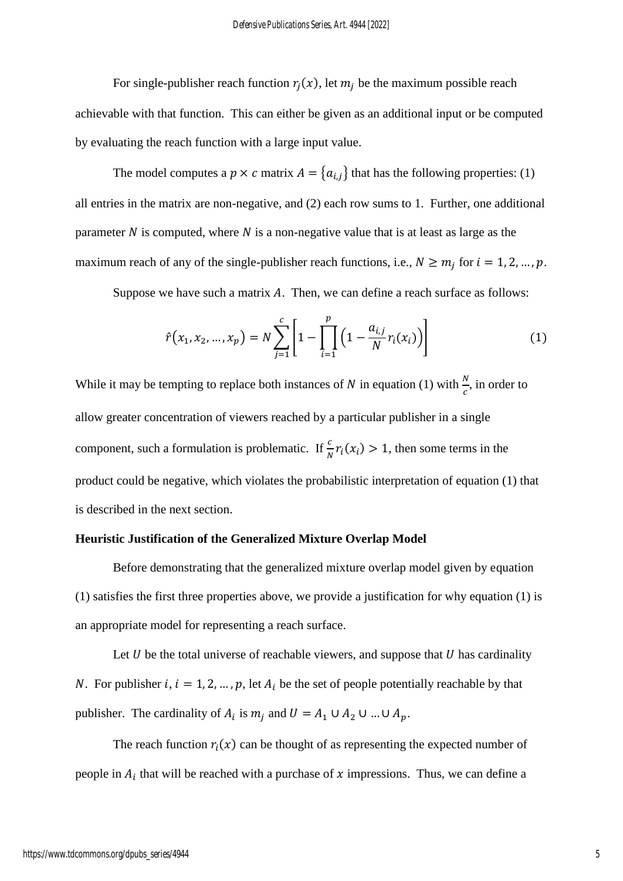For single-publisher reach function $r_j(x)$, let $m_j$ be the maximum possible reach achievable with that function. This can either be given as an additional input or be computed by evaluating the reach function with a large input value.

The model computes a $p \times c$ matrix $A = \{a_{i,j}\}$ that has the following properties: (1) all entries in the matrix are non-negative, and (2) each row sums to 1. Further, one additional parameter $N$ is computed, where $N$ is a non-negative value that is at least as large as the maximum reach of any of the single-publisher reach functions, i.e., $N \geq m_j$ for $i = 1, 2, \ldots, p$.

Suppose we have such a matrix $A$. Then, we can define a reach surface as follows:

$$\hat{r}(x_1, x_2, \ldots, x_p) = N \sum_{j=1}^{c} \left[ 1 - \prod_{i=1}^{p} \left( 1 - \frac{a_{i,j}}{N} r_i(x_i) \right) \right] \tag{1}$$

While it may be tempting to replace both instances of $N$ in equation (1) with $\frac{N}{c}$, in order to allow greater concentration of viewers reached by a particular publisher in a single component, such a formulation is problematic. If $\frac{c}{N} r_i(x_i) > 1$, then some terms in the product could be negative, which violates the probabilistic interpretation of equation (1) that is described in the next section.

**Heuristic Justification of the Generalized Mixture Overlap Model**

Before demonstrating that the generalized mixture overlap model given by equation (1) satisfies the first three properties above, we provide a justification for why equation (1) is an appropriate model for representing a reach surface.

Let $U$ be the total universe of reachable viewers, and suppose that $U$ has cardinality $N$. For publisher $i$, $i = 1, 2, \ldots, p$, let $A_i$ be the set of people potentially reachable by that publisher. The cardinality of $A_i$ is $m_j$ and $U = A_1 \cup A_2 \cup \ldots \cup A_p$.

The reach function $r_i(x)$ can be thought of as representing the expected number of people in $A_i$ that will be reached with a purchase of $x$ impressions. Thus, we can define a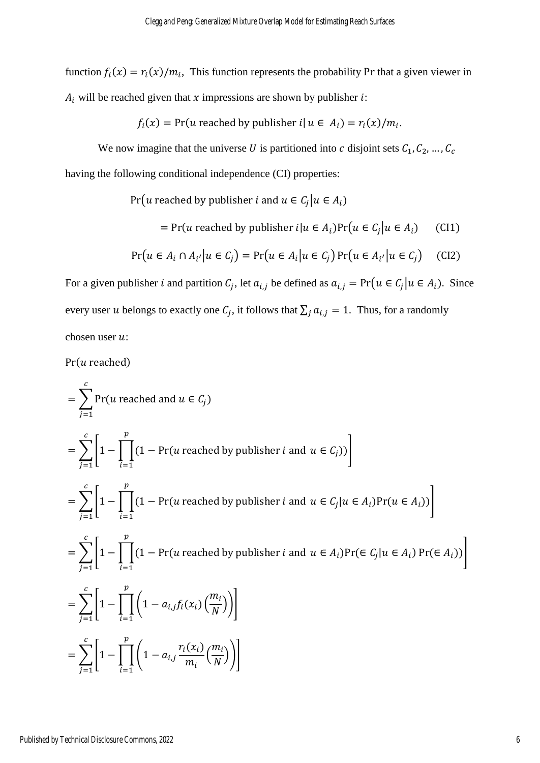function $f_i(x) = r_i(x)/m_i$, This function represents the probability Pr that a given viewer in $A_i$ will be reached given that $x$ impressions are shown by publisher $i$:

$$f_i(x) = \Pr(u \text{ reached by publisher } i | u \in A_i) = r_i(x)/m_i.$$

We now imagine that the universe $U$ is partitioned into $c$ disjoint sets $C_1, C_2, \ldots, C_c$ having the following conditional independence (CI) properties:

$$\Pr(u \text{ reached by publisher } i \text{ and } u \in C_j | u \in A_i)$$

$$= \Pr(u \text{ reached by publisher } i | u \in A_i) \Pr(u \in C_j | u \in A_i) \qquad \text{(CI1)}$$

$$\Pr(u \in A_i \cap A_{i'} | u \in C_j) = \Pr(u \in A_i | u \in C_j) \Pr(u \in A_{i'} | u \in C_j) \qquad \text{(CI2)}$$

For a given publisher $i$ and partition $C_j$, let $a_{i,j}$ be defined as $a_{i,j} = \Pr(u \in C_j | u \in A_i)$. Since every user $u$ belongs to exactly one $C_j$, it follows that $\sum_j a_{i,j} = 1$. Thus, for a randomly chosen user $u$:

$$\Pr(u \text{ reached})$$

$$= \sum_{j=1}^{c} \Pr(u \text{ reached and } u \in C_j)$$

$$= \sum_{j=1}^{c} \left[ 1 - \prod_{i=1}^{p} (1 - \Pr(u \text{ reached by publisher } i \text{ and } u \in C_j)) \right]$$

$$= \sum_{j=1}^{c} \left[ 1 - \prod_{i=1}^{p} (1 - \Pr(u \text{ reached by publisher } i \text{ and } u \in C_j | u \in A_i) \Pr(u \in A_i)) \right]$$

$$= \sum_{j=1}^{c} \left[ 1 - \prod_{i=1}^{p} (1 - \Pr(u \text{ reached by publisher } i \text{ and } u \in A_i) \Pr(\in C_j | u \in A_i) \Pr(\in A_i)) \right]$$

$$= \sum_{j=1}^{c} \left[ 1 - \prod_{i=1}^{p} \left( 1 - a_{i,j} f_i(x_i) \left( \frac{m_i}{N} \right) \right) \right]$$

$$= \sum_{j=1}^{c} \left[ 1 - \prod_{i=1}^{p} \left( 1 - a_{i,j} \frac{r_i(x_i)}{m_i} \left( \frac{m_i}{N} \right) \right) \right]$$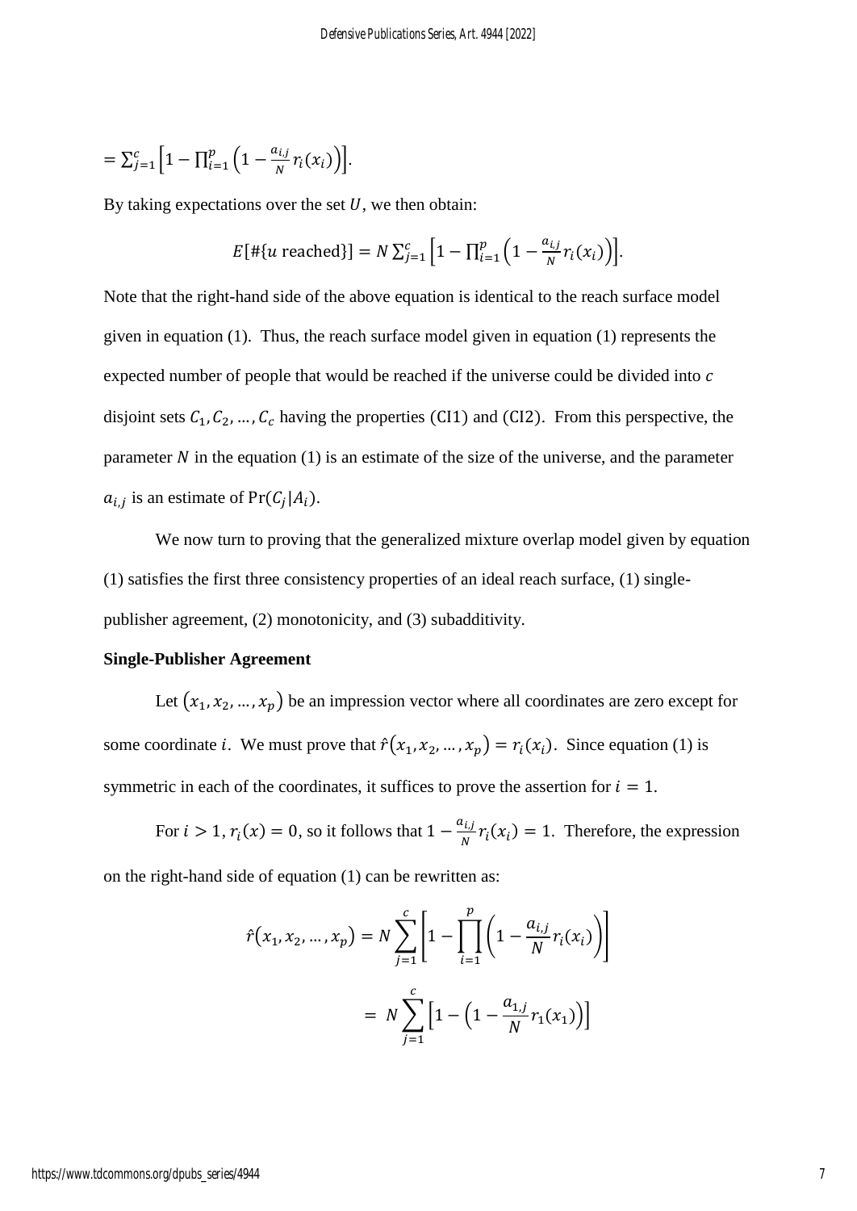$= \sum_{j=1}^{c} \left[1 - \prod_{i=1}^{p} \left(1 - \frac{a_{i,j}}{N} r_i(x_i)\right)\right].$

By taking expectations over the set $U$, we then obtain:

$$E[\#\{u \text{ reached}\}] = N \sum_{j=1}^{c} \left[1 - \prod_{i=1}^{p} \left(1 - \frac{a_{i,j}}{N} r_i(x_i)\right)\right].$$

Note that the right-hand side of the above equation is identical to the reach surface model given in equation (1). Thus, the reach surface model given in equation (1) represents the expected number of people that would be reached if the universe could be divided into $c$ disjoint sets $C_1, C_2, \ldots, C_c$ having the properties (CI1) and (CI2). From this perspective, the parameter $N$ in the equation (1) is an estimate of the size of the universe, and the parameter $a_{i,j}$ is an estimate of $\Pr(C_j|A_i)$.

We now turn to proving that the generalized mixture overlap model given by equation (1) satisfies the first three consistency properties of an ideal reach surface, (1) single-publisher agreement, (2) monotonicity, and (3) subadditivity.

**Single-Publisher Agreement**

Let $(x_1, x_2, \ldots, x_p)$ be an impression vector where all coordinates are zero except for some coordinate $i$. We must prove that $\hat{r}(x_1, x_2, \ldots, x_p) = r_i(x_i)$. Since equation (1) is symmetric in each of the coordinates, it suffices to prove the assertion for $i = 1$.

For $i > 1$, $r_i(x) = 0$, so it follows that $1 - \frac{a_{i,j}}{N} r_i(x_i) = 1$. Therefore, the expression on the right-hand side of equation (1) can be rewritten as:

$$\hat{r}(x_1, x_2, \ldots, x_p) = N \sum_{j=1}^{c} \left[1 - \prod_{i=1}^{p} \left(1 - \frac{a_{i,j}}{N} r_i(x_i)\right)\right]$$

$$= N \sum_{j=1}^{c} \left[1 - \left(1 - \frac{a_{1,j}}{N} r_1(x_1)\right)\right]$$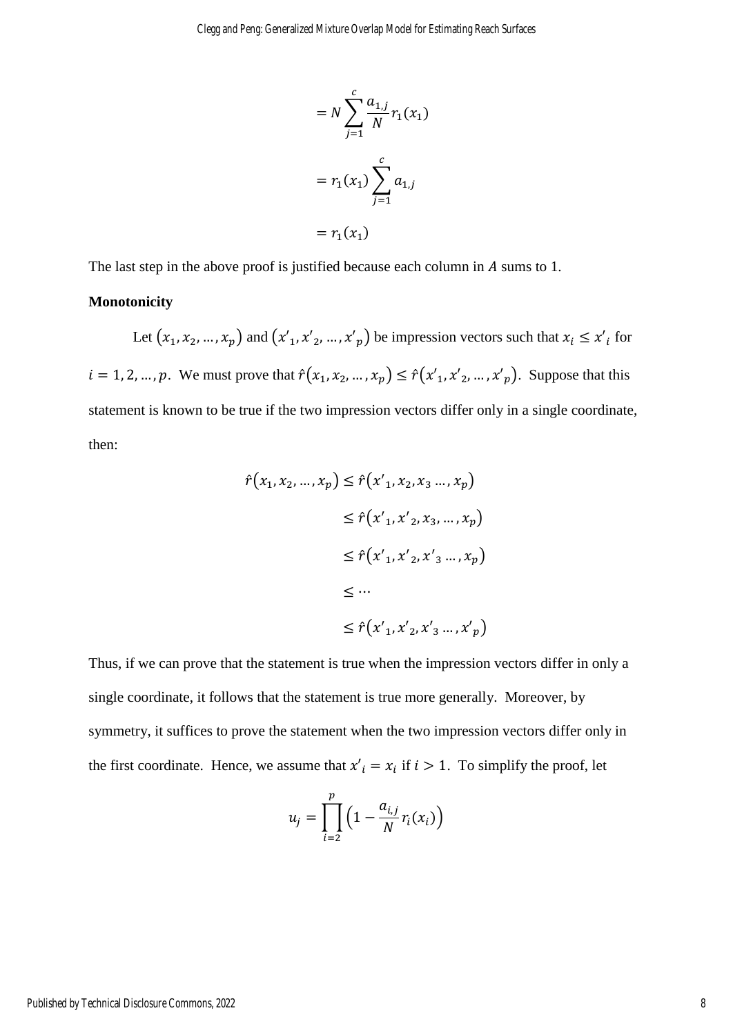$$= N \sum_{j=1}^{c} \frac{a_{1,j}}{N} r_1(x_1)$$

$$= r_1(x_1) \sum_{j=1}^{c} a_{1,j}$$

$$= r_1(x_1)$$

The last step in the above proof is justified because each column in $A$ sums to 1.

**Monotonicity**

Let $(x_1, x_2, \ldots, x_p)$ and $(x'_1, x'_2, \ldots, x'_p)$ be impression vectors such that $x_i \leq x'_i$ for $i = 1, 2, \ldots, p$. We must prove that $\hat{r}(x_1, x_2, \ldots, x_p) \leq \hat{r}(x'_1, x'_2, \ldots, x'_p)$. Suppose that this statement is known to be true if the two impression vectors differ only in a single coordinate, then:

$$\begin{aligned}
\hat{r}(x_1, x_2, \ldots, x_p) &\leq \hat{r}(x'_1, x_2, x_3 \ldots, x_p) \\
&\leq \hat{r}(x'_1, x'_2, x_3, \ldots, x_p) \\
&\leq \hat{r}(x'_1, x'_2, x'_3 \ldots, x_p) \\
&\leq \cdots \\
&\leq \hat{r}(x'_1, x'_2, x'_3 \ldots, x'_p)
\end{aligned}$$

Thus, if we can prove that the statement is true when the impression vectors differ in only a single coordinate, it follows that the statement is true more generally. Moreover, by symmetry, it suffices to prove the statement when the two impression vectors differ only in the first coordinate. Hence, we assume that $x'_i = x_i$ if $i > 1$. To simplify the proof, let

$$u_j = \prod_{i=2}^{p} \left(1 - \frac{a_{i,j}}{N} r_i(x_i)\right)$$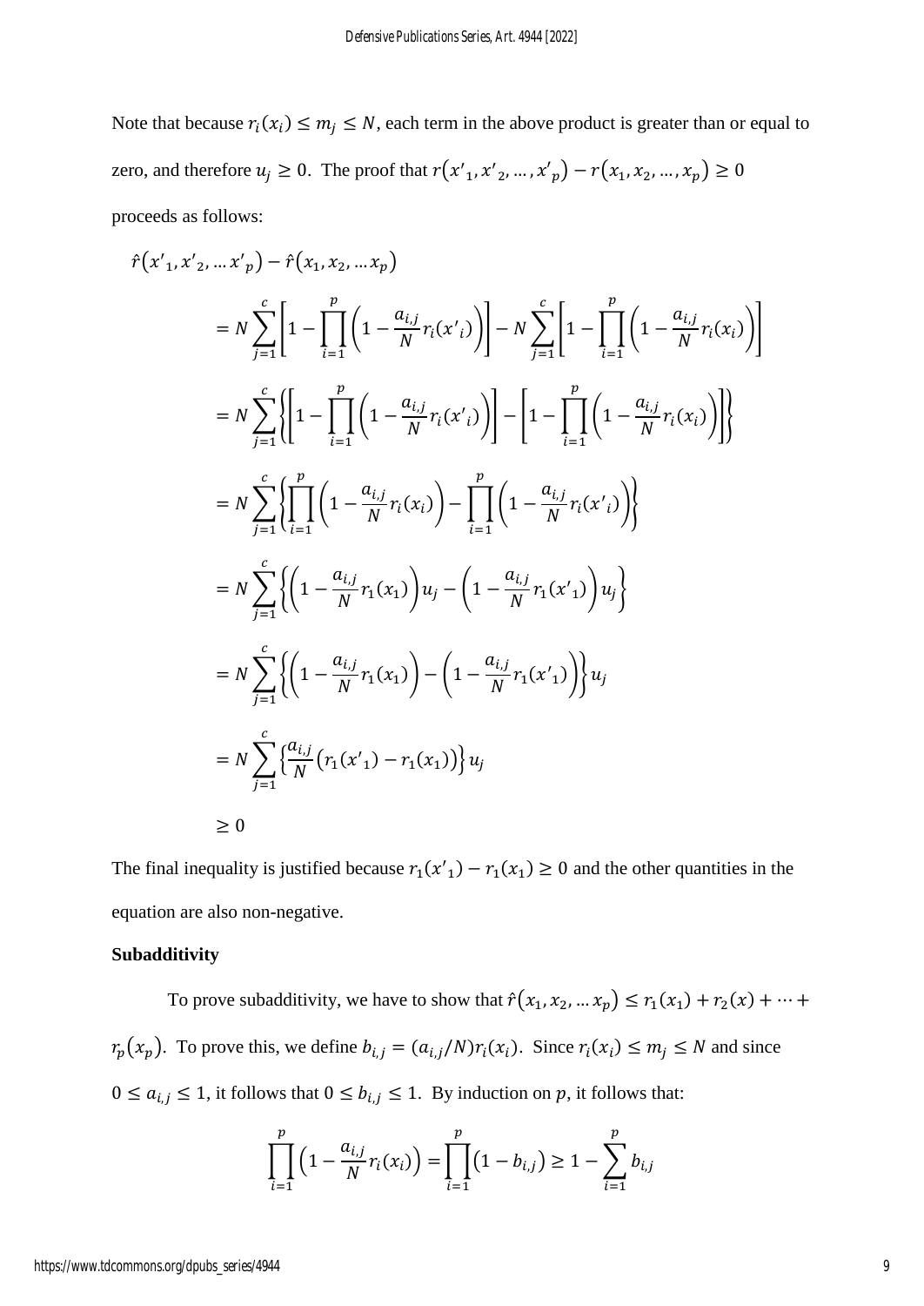Note that because $r_i(x_i) \leq m_j \leq N$, each term in the above product is greater than or equal to zero, and therefore $u_j \geq 0$. The proof that $r(x'_1, x'_2, \ldots, x'_p) - r(x_1, x_2, \ldots, x_p) \geq 0$ proceeds as follows:

$$
\begin{aligned}
&\hat{r}(x'_1, x'_2, \ldots x'_p) - \hat{r}(x_1, x_2, \ldots x_p) \\
&= N \sum_{j=1}^{c} \left[ 1 - \prod_{i=1}^{p} \left( 1 - \frac{a_{i,j}}{N} r_i(x'_i) \right) \right] - N \sum_{j=1}^{c} \left[ 1 - \prod_{i=1}^{p} \left( 1 - \frac{a_{i,j}}{N} r_i(x_i) \right) \right] \\
&= N \sum_{j=1}^{c} \left\{ \left[ 1 - \prod_{i=1}^{p} \left( 1 - \frac{a_{i,j}}{N} r_i(x'_i) \right) \right] - \left[ 1 - \prod_{i=1}^{p} \left( 1 - \frac{a_{i,j}}{N} r_i(x_i) \right) \right] \right\} \\
&= N \sum_{j=1}^{c} \left\{ \prod_{i=1}^{p} \left( 1 - \frac{a_{i,j}}{N} r_i(x_i) \right) - \prod_{i=1}^{p} \left( 1 - \frac{a_{i,j}}{N} r_i(x'_i) \right) \right\} \\
&= N \sum_{j=1}^{c} \left\{ \left( 1 - \frac{a_{i,j}}{N} r_1(x_1) \right) u_j - \left( 1 - \frac{a_{i,j}}{N} r_1(x'_1) \right) u_j \right\} \\
&= N \sum_{j=1}^{c} \left\{ \left( 1 - \frac{a_{i,j}}{N} r_1(x_1) \right) - \left( 1 - \frac{a_{i,j}}{N} r_1(x'_1) \right) \right\} u_j \\
&= N \sum_{j=1}^{c} \left\{ \frac{a_{i,j}}{N} \left( r_1(x'_1) - r_1(x_1) \right) \right\} u_j \\
&\geq 0
\end{aligned}
$$

The final inequality is justified because $r_1(x'_1) - r_1(x_1) \geq 0$ and the other quantities in the equation are also non-negative.

**Subadditivity**

To prove subadditivity, we have to show that $\hat{r}(x_1, x_2, \ldots x_p) \leq r_1(x_1) + r_2(x) + \cdots + r_p(x_p)$. To prove this, we define $b_{i,j} = (a_{i,j}/N) r_i(x_i)$. Since $r_i(x_i) \leq m_j \leq N$ and since $0 \leq a_{i,j} \leq 1$, it follows that $0 \leq b_{i,j} \leq 1$. By induction on $p$, it follows that:

$$
\prod_{i=1}^{p} \left( 1 - \frac{a_{i,j}}{N} r_i(x_i) \right) = \prod_{i=1}^{p} \left( 1 - b_{i,j} \right) \geq 1 - \sum_{i=1}^{p} b_{i,j}
$$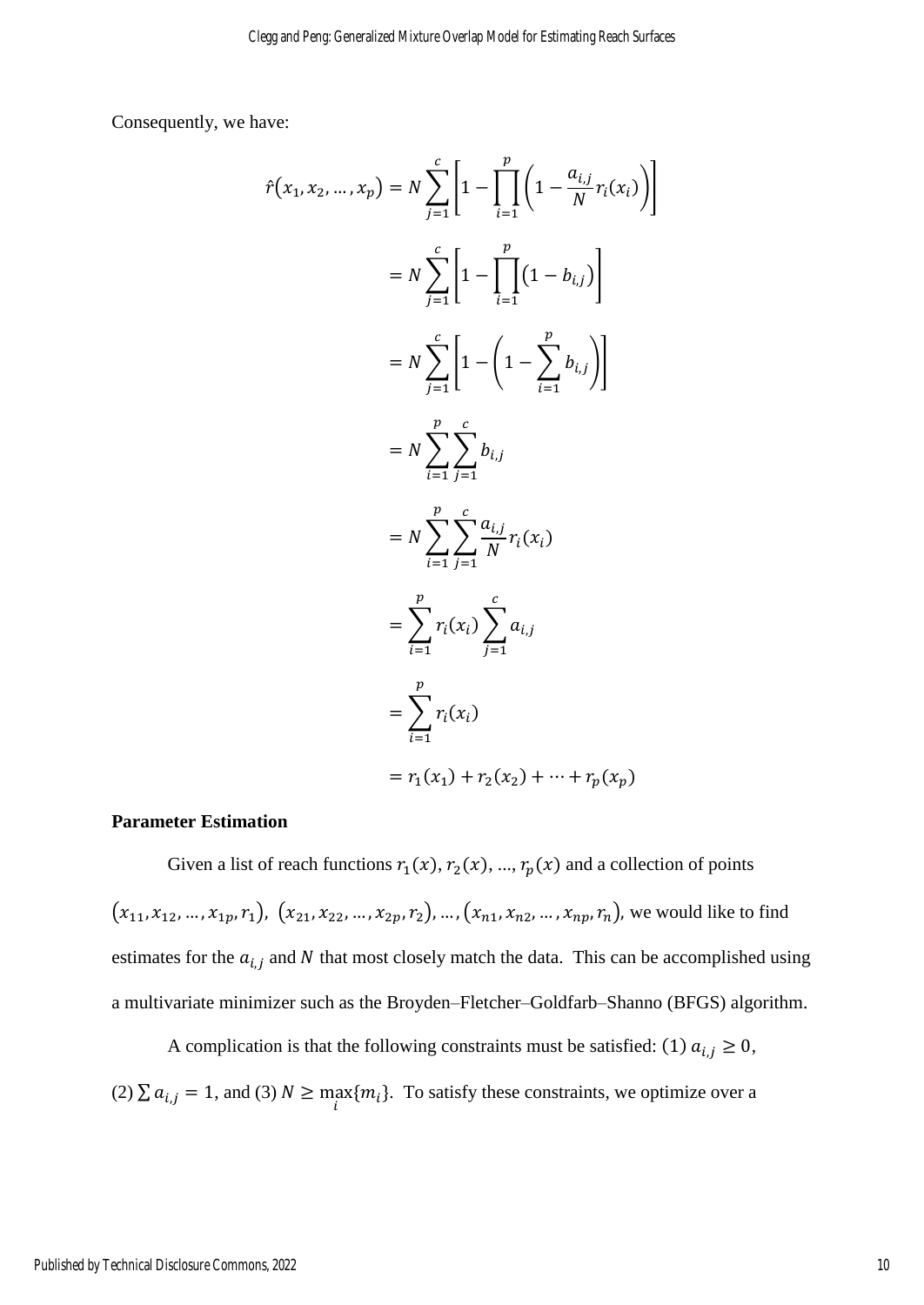Consequently, we have:

$$
\begin{aligned}
\hat{r}(x_1, x_2, \dots, x_p) &= N \sum_{j=1}^{c} \left[ 1 - \prod_{i=1}^{p} \left( 1 - \frac{a_{i,j}}{N} r_i(x_i) \right) \right] \\
&= N \sum_{j=1}^{c} \left[ 1 - \prod_{i=1}^{p} \left( 1 - b_{i,j} \right) \right] \\
&= N \sum_{j=1}^{c} \left[ 1 - \left( 1 - \sum_{i=1}^{p} b_{i,j} \right) \right] \\
&= N \sum_{i=1}^{p} \sum_{j=1}^{c} b_{i,j} \\
&= N \sum_{i=1}^{p} \sum_{j=1}^{c} \frac{a_{i,j}}{N} r_i(x_i) \\
&= \sum_{i=1}^{p} r_i(x_i) \sum_{j=1}^{c} a_{i,j} \\
&= \sum_{i=1}^{p} r_i(x_i) \\
&= r_1(x_1) + r_2(x_2) + \cdots + r_p(x_p)
\end{aligned}
$$

**Parameter Estimation**

Given a list of reach functions $r_1(x), r_2(x), \dots, r_p(x)$ and a collection of points $(x_{11}, x_{12}, \dots, x_{1p}, r_1)$, $(x_{21}, x_{22}, \dots, x_{2p}, r_2), \dots, (x_{n1}, x_{n2}, \dots, x_{np}, r_n)$, we would like to find estimates for the $a_{i,j}$ and $N$ that most closely match the data. This can be accomplished using a multivariate minimizer such as the Broyden–Fletcher–Goldfarb–Shanno (BFGS) algorithm.

A complication is that the following constraints must be satisfied: (1) $a_{i,j} \geq 0$, (2) $\sum a_{i,j} = 1$, and (3) $N \geq \max_i \{m_i\}$. To satisfy these constraints, we optimize over a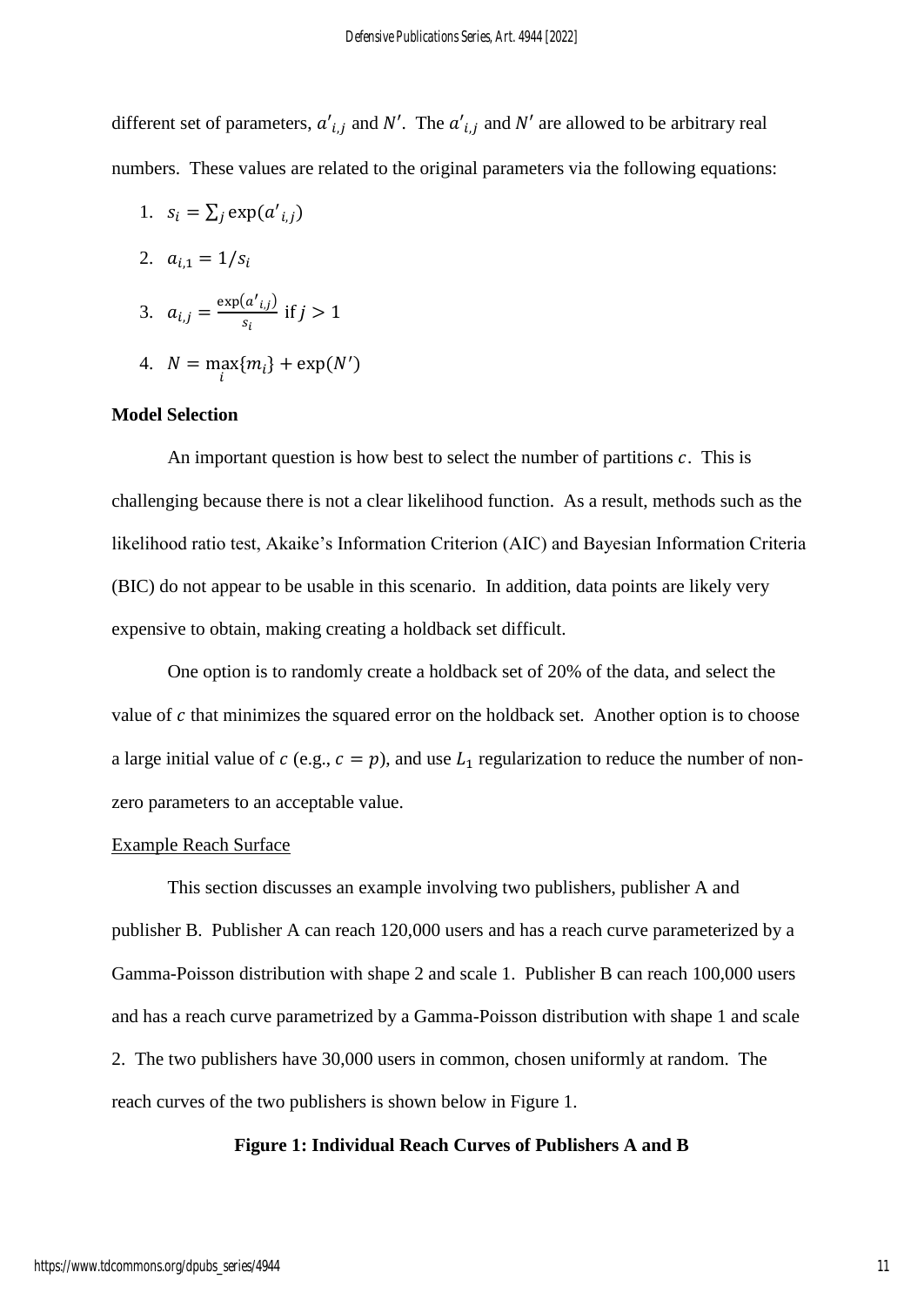different set of parameters, $a'_{i,j}$ and $N'$. The $a'_{i,j}$ and $N'$ are allowed to be arbitrary real numbers. These values are related to the original parameters via the following equations:

1. $s_i = \sum_j \exp(a'_{i,j})$
2. $a_{i,1} = 1/s_i$
3. $a_{i,j} = \frac{\exp(a'_{i,j})}{s_i}$ if $j > 1$
4. $N = \max_i\{m_i\} + \exp(N')$

**Model Selection**

An important question is how best to select the number of partitions $c$. This is challenging because there is not a clear likelihood function. As a result, methods such as the likelihood ratio test, Akaike's Information Criterion (AIC) and Bayesian Information Criteria (BIC) do not appear to be usable in this scenario. In addition, data points are likely very expensive to obtain, making creating a holdback set difficult.

One option is to randomly create a holdback set of 20% of the data, and select the value of $c$ that minimizes the squared error on the holdback set. Another option is to choose a large initial value of $c$ (e.g., $c = p$), and use $L_1$ regularization to reduce the number of non-zero parameters to an acceptable value.

Example Reach Surface

This section discusses an example involving two publishers, publisher A and publisher B. Publisher A can reach 120,000 users and has a reach curve parameterized by a Gamma-Poisson distribution with shape 2 and scale 1. Publisher B can reach 100,000 users and has a reach curve parametrized by a Gamma-Poisson distribution with shape 1 and scale 2. The two publishers have 30,000 users in common, chosen uniformly at random. The reach curves of the two publishers is shown below in Figure 1.

**Figure 1: Individual Reach Curves of Publishers A and B**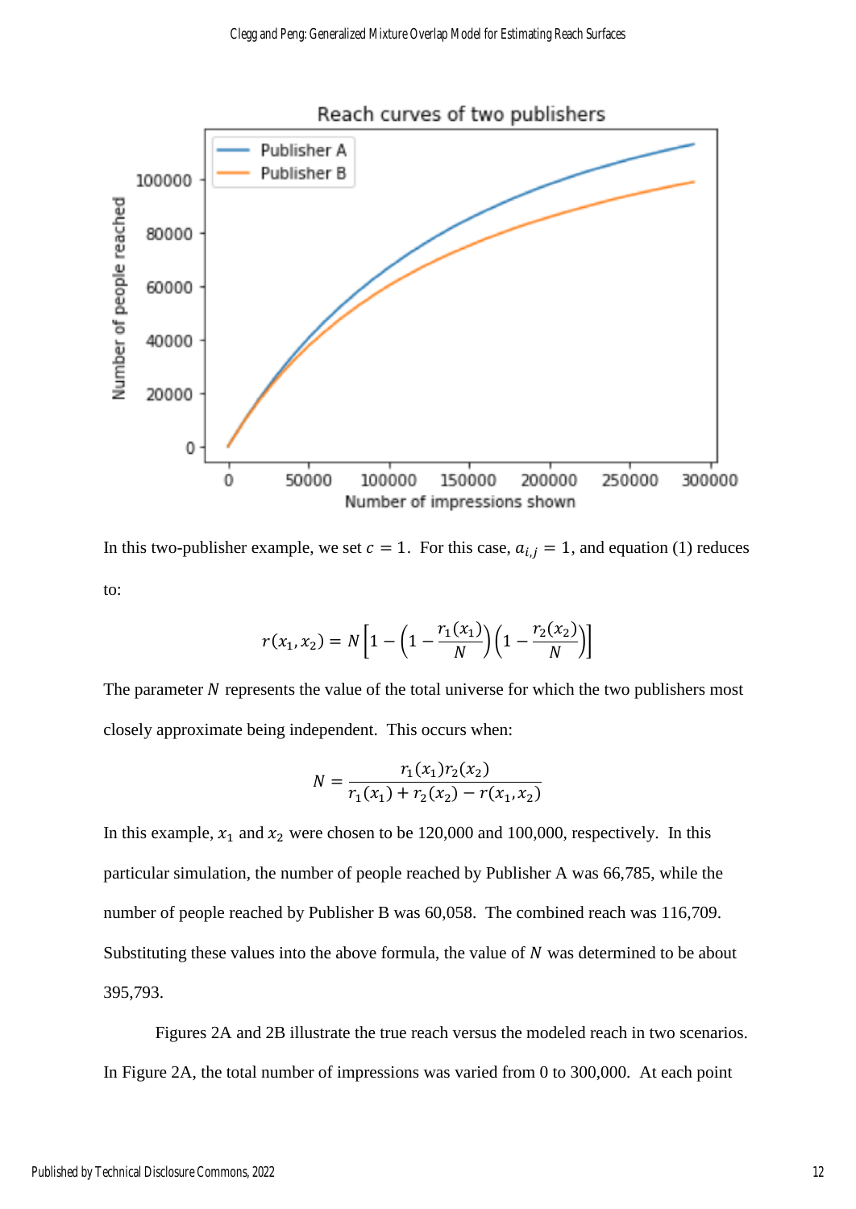In this two-publisher example, we set $c = 1$. For this case, $a_{i,j} = 1$, and equation (1) reduces to:

$$r(x_1, x_2) = N\left[1 - \left(1 - \frac{r_1(x_1)}{N}\right)\left(1 - \frac{r_2(x_2)}{N}\right)\right]$$

The parameter $N$ represents the value of the total universe for which the two publishers most closely approximate being independent. This occurs when:

$$N = \frac{r_1(x_1) r_2(x_2)}{r_1(x_1) + r_2(x_2) - r(x_1, x_2)}$$

In this example, $x_1$ and $x_2$ were chosen to be 120,000 and 100,000, respectively. In this particular simulation, the number of people reached by Publisher A was 66,785, while the number of people reached by Publisher B was 60,058. The combined reach was 116,709. Substituting these values into the above formula, the value of $N$ was determined to be about 395,793.

Figures 2A and 2B illustrate the true reach versus the modeled reach in two scenarios. In Figure 2A, the total number of impressions was varied from 0 to 300,000. At each point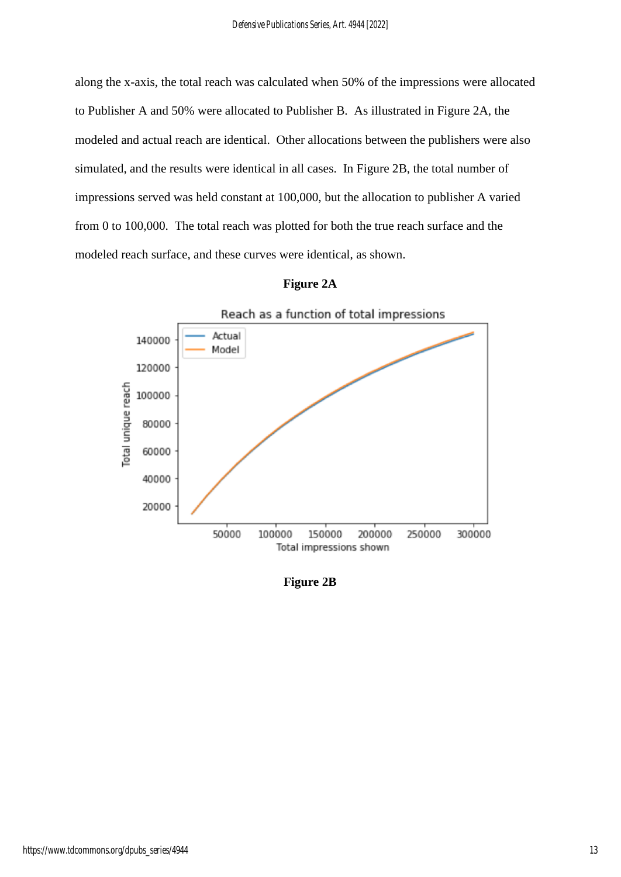along the x-axis, the total reach was calculated when 50% of the impressions were allocated to Publisher A and 50% were allocated to Publisher B. As illustrated in Figure 2A, the modeled and actual reach are identical. Other allocations between the publishers were also simulated, and the results were identical in all cases. In Figure 2B, the total number of impressions served was held constant at 100,000, but the allocation to publisher A varied from 0 to 100,000. The total reach was plotted for both the true reach surface and the modeled reach surface, and these curves were identical, as shown.

**Figure 2A**

**Figure 2B**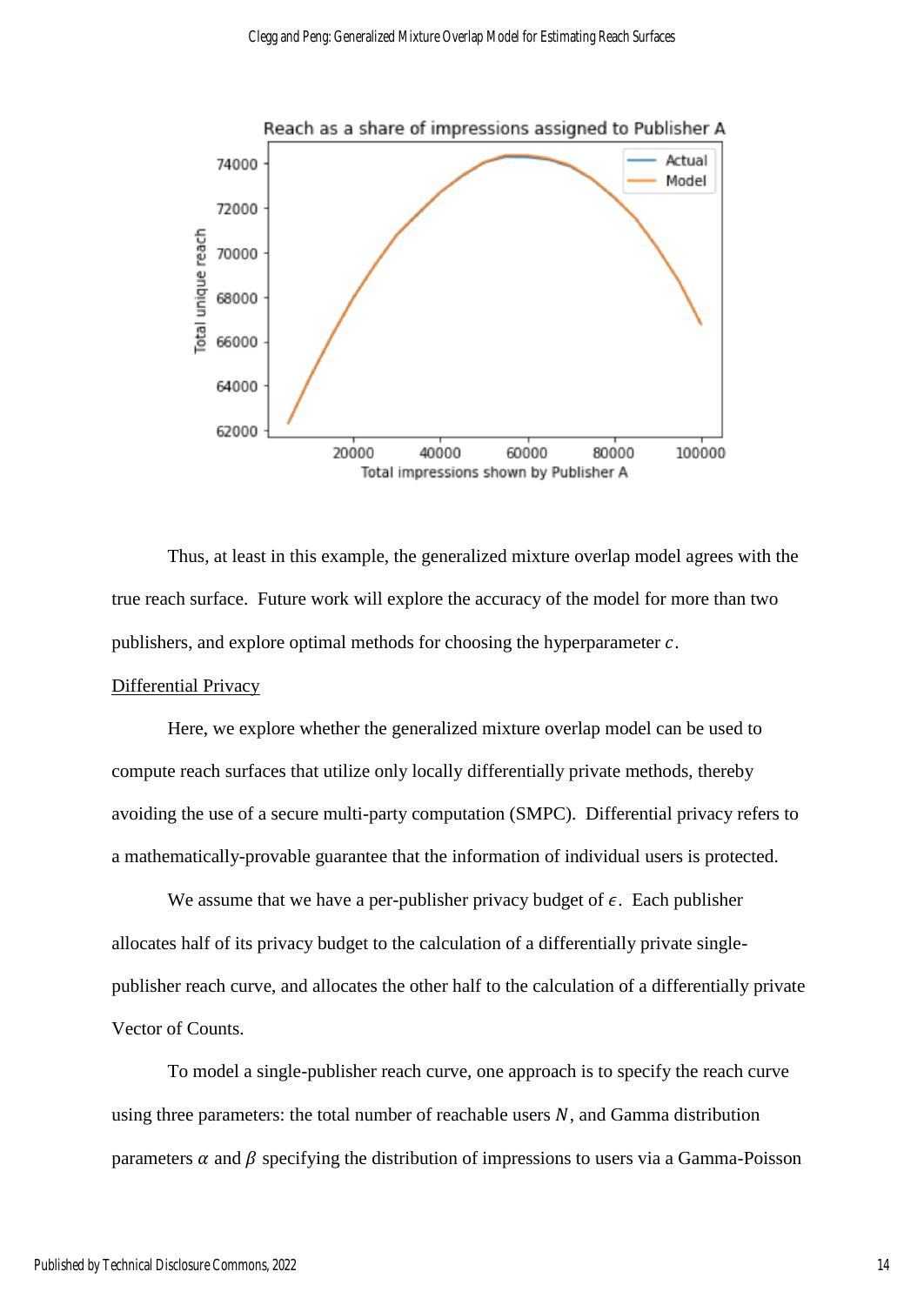Thus, at least in this example, the generalized mixture overlap model agrees with the true reach surface. Future work will explore the accuracy of the model for more than two publishers, and explore optimal methods for choosing the hyperparameter $c$.

Differential Privacy

Here, we explore whether the generalized mixture overlap model can be used to compute reach surfaces that utilize only locally differentially private methods, thereby avoiding the use of a secure multi-party computation (SMPC). Differential privacy refers to a mathematically-provable guarantee that the information of individual users is protected.

We assume that we have a per-publisher privacy budget of $\epsilon$. Each publisher allocates half of its privacy budget to the calculation of a differentially private single-publisher reach curve, and allocates the other half to the calculation of a differentially private Vector of Counts.

To model a single-publisher reach curve, one approach is to specify the reach curve using three parameters: the total number of reachable users $N$, and Gamma distribution parameters $\alpha$ and $\beta$ specifying the distribution of impressions to users via a Gamma-Poisson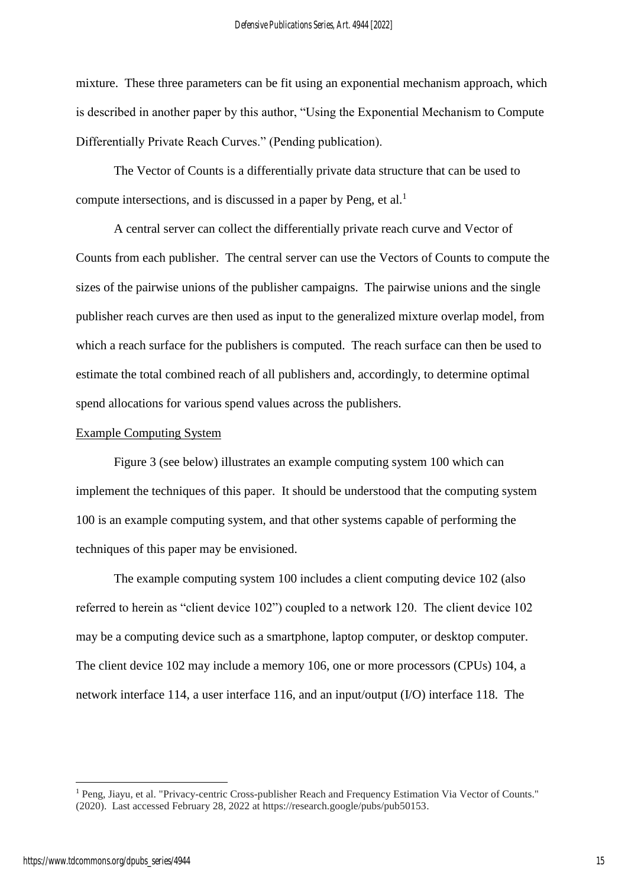mixture. These three parameters can be fit using an exponential mechanism approach, which is described in another paper by this author, "Using the Exponential Mechanism to Compute Differentially Private Reach Curves." (Pending publication).

The Vector of Counts is a differentially private data structure that can be used to compute intersections, and is discussed in a paper by Peng, et al.[1]

A central server can collect the differentially private reach curve and Vector of Counts from each publisher. The central server can use the Vectors of Counts to compute the sizes of the pairwise unions of the publisher campaigns. The pairwise unions and the single publisher reach curves are then used as input to the generalized mixture overlap model, from which a reach surface for the publishers is computed. The reach surface can then be used to estimate the total combined reach of all publishers and, accordingly, to determine optimal spend allocations for various spend values across the publishers.

Example Computing System

Figure 3 (see below) illustrates an example computing system 100 which can implement the techniques of this paper. It should be understood that the computing system 100 is an example computing system, and that other systems capable of performing the techniques of this paper may be envisioned.

The example computing system 100 includes a client computing device 102 (also referred to herein as "client device 102") coupled to a network 120. The client device 102 may be a computing device such as a smartphone, laptop computer, or desktop computer. The client device 102 may include a memory 106, one or more processors (CPUs) 104, a network interface 114, a user interface 116, and an input/output (I/O) interface 118. The

[1] Peng, Jiayu, et al. "Privacy-centric Cross-publisher Reach and Frequency Estimation Via Vector of Counts." (2020). Last accessed February 28, 2022 at https://research.google/pubs/pub50153.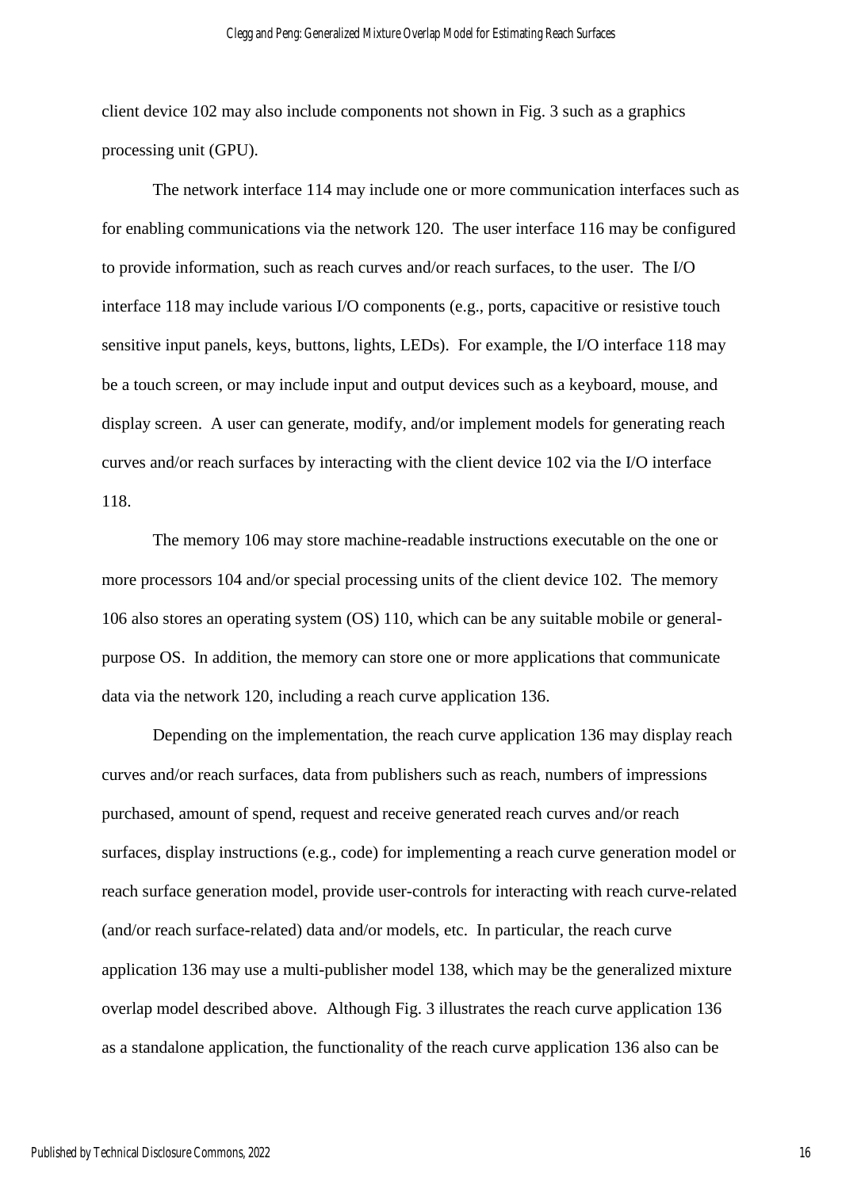client device 102 may also include components not shown in Fig. 3 such as a graphics processing unit (GPU).

The network interface 114 may include one or more communication interfaces such as for enabling communications via the network 120. The user interface 116 may be configured to provide information, such as reach curves and/or reach surfaces, to the user. The I/O interface 118 may include various I/O components (e.g., ports, capacitive or resistive touch sensitive input panels, keys, buttons, lights, LEDs). For example, the I/O interface 118 may be a touch screen, or may include input and output devices such as a keyboard, mouse, and display screen. A user can generate, modify, and/or implement models for generating reach curves and/or reach surfaces by interacting with the client device 102 via the I/O interface 118.

The memory 106 may store machine-readable instructions executable on the one or more processors 104 and/or special processing units of the client device 102. The memory 106 also stores an operating system (OS) 110, which can be any suitable mobile or general-purpose OS. In addition, the memory can store one or more applications that communicate data via the network 120, including a reach curve application 136.

Depending on the implementation, the reach curve application 136 may display reach curves and/or reach surfaces, data from publishers such as reach, numbers of impressions purchased, amount of spend, request and receive generated reach curves and/or reach surfaces, display instructions (e.g., code) for implementing a reach curve generation model or reach surface generation model, provide user-controls for interacting with reach curve-related (and/or reach surface-related) data and/or models, etc. In particular, the reach curve application 136 may use a multi-publisher model 138, which may be the generalized mixture overlap model described above. Although Fig. 3 illustrates the reach curve application 136 as a standalone application, the functionality of the reach curve application 136 also can be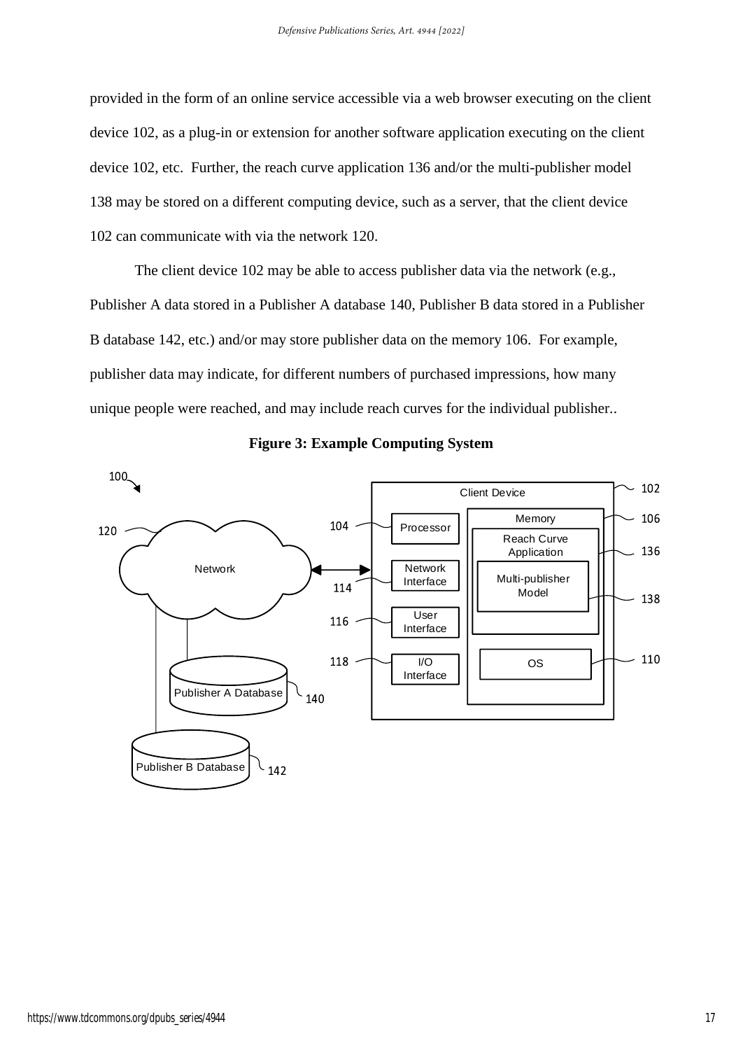provided in the form of an online service accessible via a web browser executing on the client device 102, as a plug-in or extension for another software application executing on the client device 102, etc. Further, the reach curve application 136 and/or the multi-publisher model 138 may be stored on a different computing device, such as a server, that the client device 102 can communicate with via the network 120.

The client device 102 may be able to access publisher data via the network (e.g., Publisher A data stored in a Publisher A database 140, Publisher B data stored in a Publisher B database 142, etc.) and/or may store publisher data on the memory 106. For example, publisher data may indicate, for different numbers of purchased impressions, how many unique people were reached, and may include reach curves for the individual publisher..

**Figure 3: Example Computing System**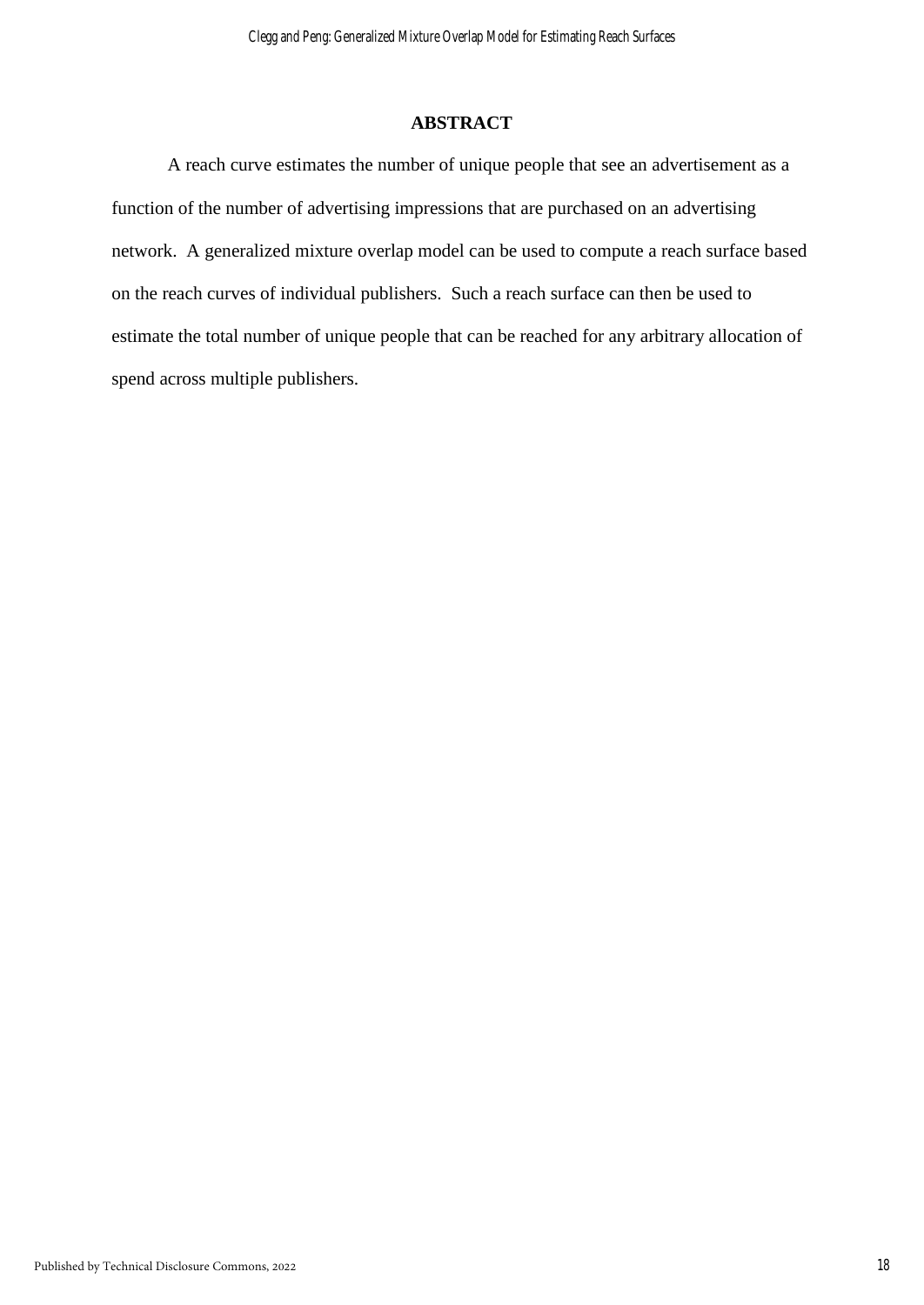## ABSTRACT

A reach curve estimates the number of unique people that see an advertisement as a function of the number of advertising impressions that are purchased on an advertising network. A generalized mixture overlap model can be used to compute a reach surface based on the reach curves of individual publishers. Such a reach surface can then be used to estimate the total number of unique people that can be reached for any arbitrary allocation of spend across multiple publishers.